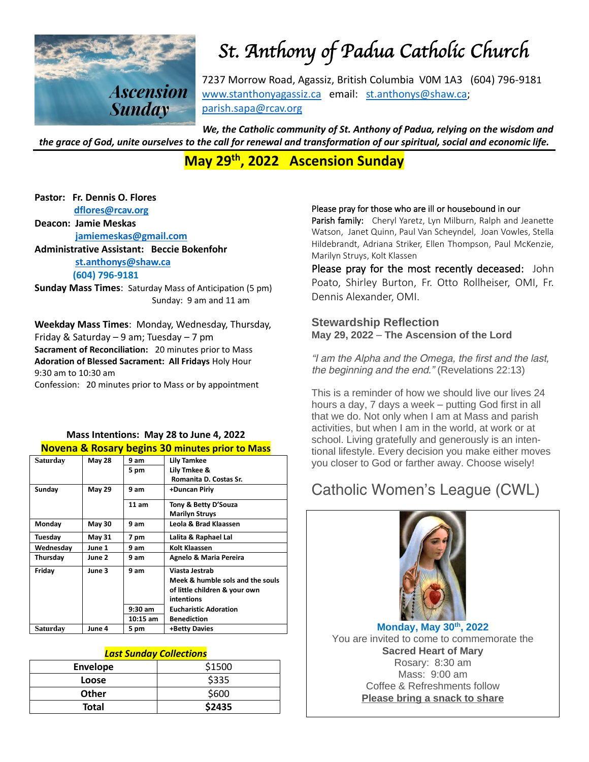# St. Anthony of Padua Catholic Church

Ascension Sunday

7237 Morrow Road, Agassiz, British Columbia V0M 1A3 (604) 796-9181
www.stanthonyagassiz.ca email: st.anthonys@shaw.ca; parish.sapa@rcav.org

***We, the Catholic community of St. Anthony of Padua, relying on the wisdom and the grace of God, unite ourselves to the call for renewal and transformation of our spiritual, social and economic life.***

## May 29th, 2022 Ascension Sunday

**Pastor: Fr. Dennis O. Flores**
**dflores@rcav.org**
**Deacon: Jamie Meskas**
**jamiemeskas@gmail.com**
**Administrative Assistant: Beccie Bokenfohr**
**st.anthonys@shaw.ca**
**(604) 796-9181**

**Sunday Mass Times**: Saturday Mass of Anticipation (5 pm)
Sunday: 9 am and 11 am

**Weekday Mass Times**: Monday, Wednesday, Thursday, Friday & Saturday – 9 am; Tuesday – 7 pm
**Sacrament of Reconciliation:** 20 minutes prior to Mass
**Adoration of Blessed Sacrament: All Fridays** Holy Hour 9:30 am to 10:30 am
Confession: 20 minutes prior to Mass or by appointment

**Mass Intentions: May 28 to June 4, 2022**
**Novena & Rosary begins 30 minutes prior to Mass**

| Day | Date | Time | Intention |
|---|---|---|---|
| Saturday | May 28 | 9 am | Lily Tamkee |
| | | 5 pm | Lily Tmkee & Romanita D. Costas Sr. |
| Sunday | May 29 | 9 am | +Duncan Piriy |
| | | 11 am | Tony & Betty D'Souza Marilyn Struys |
| Monday | May 30 | 9 am | Leola & Brad Klaassen |
| Tuesday | May 31 | 7 pm | Lalita & Raphael Lal |
| Wednesday | June 1 | 9 am | Kolt Klaassen |
| Thursday | June 2 | 9 am | Agnelo & Maria Pereira |
| Friday | June 3 | 9 am | Viasta Jestrab Meek & humble sols and the souls of little children & your own intentions |
| | | 9:30 am | Eucharistic Adoration |
| | | 10:15 am | Benediction |
| Saturday | June 4 | 5 pm | +Betty Davies |

***Last Sunday Collections***

| | |
|---|---|
| **Envelope** | $1500 |
| **Loose** | $335 |
| **Other** | $600 |
| **Total** | **$2435** |

Please pray for those who are ill or housebound in our Parish family: Cheryl Yaretz, Lyn Milburn, Ralph and Jeanette Watson, Janet Quinn, Paul Van Scheyndel, Joan Vowles, Stella Hildebrandt, Adriana Striker, Ellen Thompson, Paul McKenzie, Marilyn Struys, Kolt Klassen

Please pray for the most recently deceased: John Poato, Shirley Burton, Fr. Otto Rollheiser, OMI, Fr. Dennis Alexander, OMI.

### Stewardship Reflection
**May 29, 2022 – The Ascension of the Lord**

*"I am the Alpha and the Omega, the first and the last, the beginning and the end."* (Revelations 22:13)

This is a reminder of how we should live our lives 24 hours a day, 7 days a week – putting God first in all that we do. Not only when I am at Mass and parish activities, but when I am in the world, at work or at school. Living gratefully and generously is an intentional lifestyle. Every decision you make either moves you closer to God or farther away. Choose wisely!

## Catholic Women's League (CWL)

**Monday, May 30th, 2022**
You are invited to come to commemorate the
**Sacred Heart of Mary**
Rosary: 8:30 am
Mass: 9:00 am
Coffee & Refreshments follow
**Please bring a snack to share**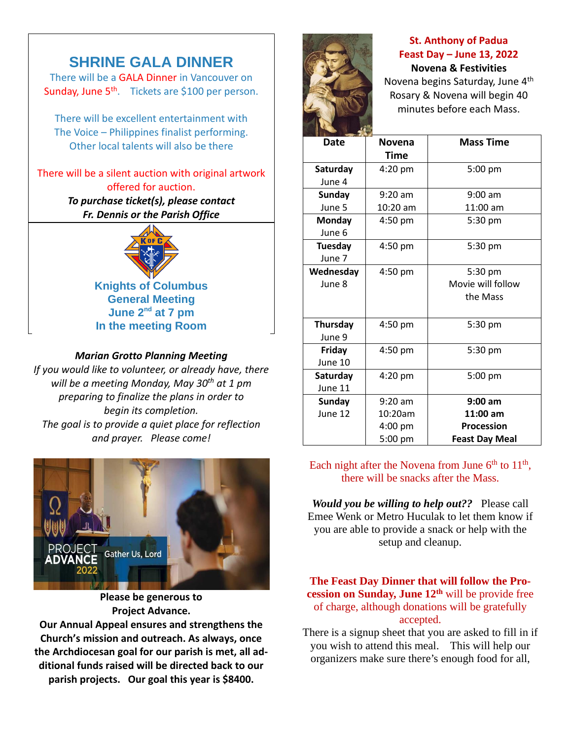## SHRINE GALA DINNER

There will be a GALA Dinner in Vancouver on Sunday, June 5th. Tickets are $100 per person.

There will be excellent entertainment with The Voice – Philippines finalist performing. Other local talents will also be there

There will be a silent auction with original artwork offered for auction.

***To purchase ticket(s), please contact Fr. Dennis or the Parish Office***

**Knights of Columbus General Meeting June 2nd at 7 pm In the meeting Room**

***Marian Grotto Planning Meeting***

*If you would like to volunteer, or already have, there will be a meeting Monday, May 30th at 1 pm preparing to finalize the plans in order to begin its completion. The goal is to provide a quiet place for reflection and prayer. Please come!*

PROJECT ADVANCE 2022 Gather Us, Lord

**Please be generous to Project Advance.**

**Our Annual Appeal ensures and strengthens the Church's mission and outreach. As always, once the Archdiocesan goal for our parish is met, all additional funds raised will be directed back to our parish projects. Our goal this year is $8400.**

**St. Anthony of Padua**
**Feast Day – June 13, 2022**
**Novena & Festivities**

Novena begins Saturday, June 4th
Rosary & Novena will begin 40 minutes before each Mass.

| Date | Novena Time | Mass Time |
|---|---|---|
| **Saturday** June 4 | 4:20 pm | 5:00 pm |
| **Sunday** June 5 | 9:20 am<br>10:20 am | 9:00 am<br>11:00 am |
| **Monday** June 6 | 4:50 pm | 5:30 pm |
| **Tuesday** June 7 | 4:50 pm | 5:30 pm |
| **Wednesday** June 8 | 4:50 pm | 5:30 pm<br>Movie will follow the Mass |
| **Thursday** June 9 | 4:50 pm | 5:30 pm |
| **Friday** June 10 | 4:50 pm | 5:30 pm |
| **Saturday** June 11 | 4:20 pm | 5:00 pm |
| **Sunday** June 12 | 9:20 am<br>10:20am<br>4:00 pm<br>5:00 pm | **9:00 am**<br>**11:00 am**<br>**Procession**<br>**Feast Day Meal** |

Each night after the Novena from June 6th to 11th, there will be snacks after the Mass.

***Would you be willing to help out??*** Please call Emee Wenk or Metro Huculak to let them know if you are able to provide a snack or help with the setup and cleanup.

**The Feast Day Dinner that will follow the Procession on Sunday, June 12th** will be provide free of charge, although donations will be gratefully accepted.

There is a signup sheet that you are asked to fill in if you wish to attend this meal. This will help our organizers make sure there's enough food for all,